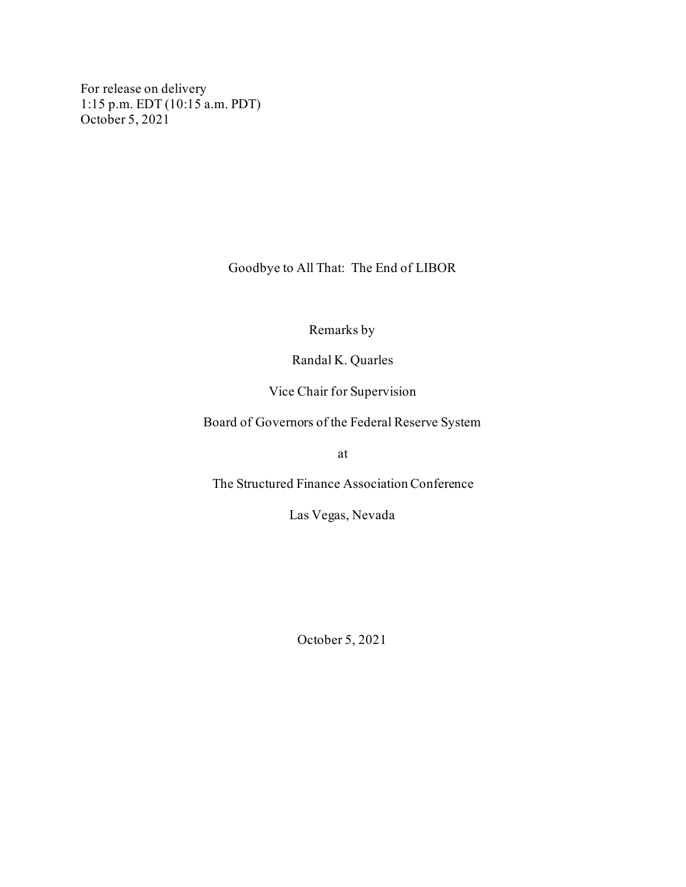For release on delivery
1:15 p.m. EDT (10:15 a.m. PDT)
October 5, 2021

# Goodbye to All That: The End of LIBOR

Remarks by

Randal K. Quarles

Vice Chair for Supervision

Board of Governors of the Federal Reserve System

at

The Structured Finance Association Conference

Las Vegas, Nevada

October 5, 2021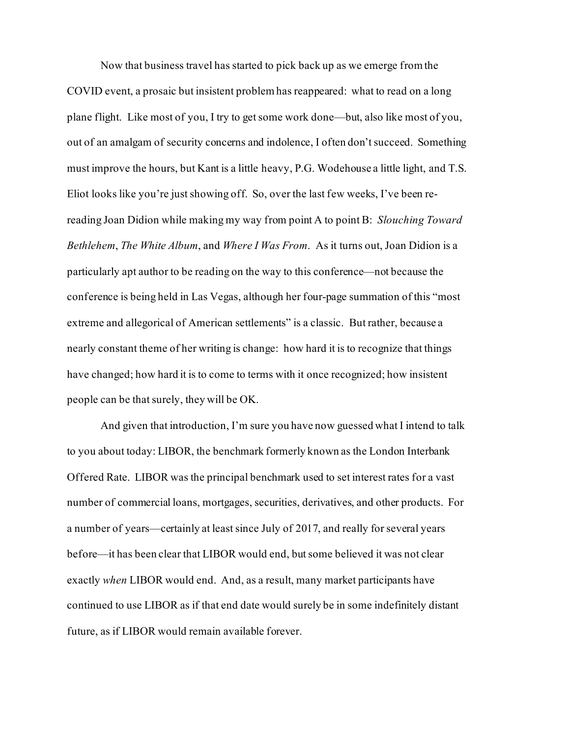Now that business travel has started to pick back up as we emerge from the COVID event, a prosaic but insistent problem has reappeared: what to read on a long plane flight. Like most of you, I try to get some work done—but, also like most of you, out of an amalgam of security concerns and indolence, I often don't succeed. Something must improve the hours, but Kant is a little heavy, P.G. Wodehouse a little light, and T.S. Eliot looks like you're just showing off. So, over the last few weeks, I've been re-reading Joan Didion while making my way from point A to point B: *Slouching Toward Bethlehem*, *The White Album*, and *Where I Was From*. As it turns out, Joan Didion is a particularly apt author to be reading on the way to this conference—not because the conference is being held in Las Vegas, although her four-page summation of this "most extreme and allegorical of American settlements" is a classic. But rather, because a nearly constant theme of her writing is change: how hard it is to recognize that things have changed; how hard it is to come to terms with it once recognized; how insistent people can be that surely, they will be OK.

And given that introduction, I'm sure you have now guessed what I intend to talk to you about today: LIBOR, the benchmark formerly known as the London Interbank Offered Rate. LIBOR was the principal benchmark used to set interest rates for a vast number of commercial loans, mortgages, securities, derivatives, and other products. For a number of years—certainly at least since July of 2017, and really for several years before—it has been clear that LIBOR would end, but some believed it was not clear exactly *when* LIBOR would end. And, as a result, many market participants have continued to use LIBOR as if that end date would surely be in some indefinitely distant future, as if LIBOR would remain available forever.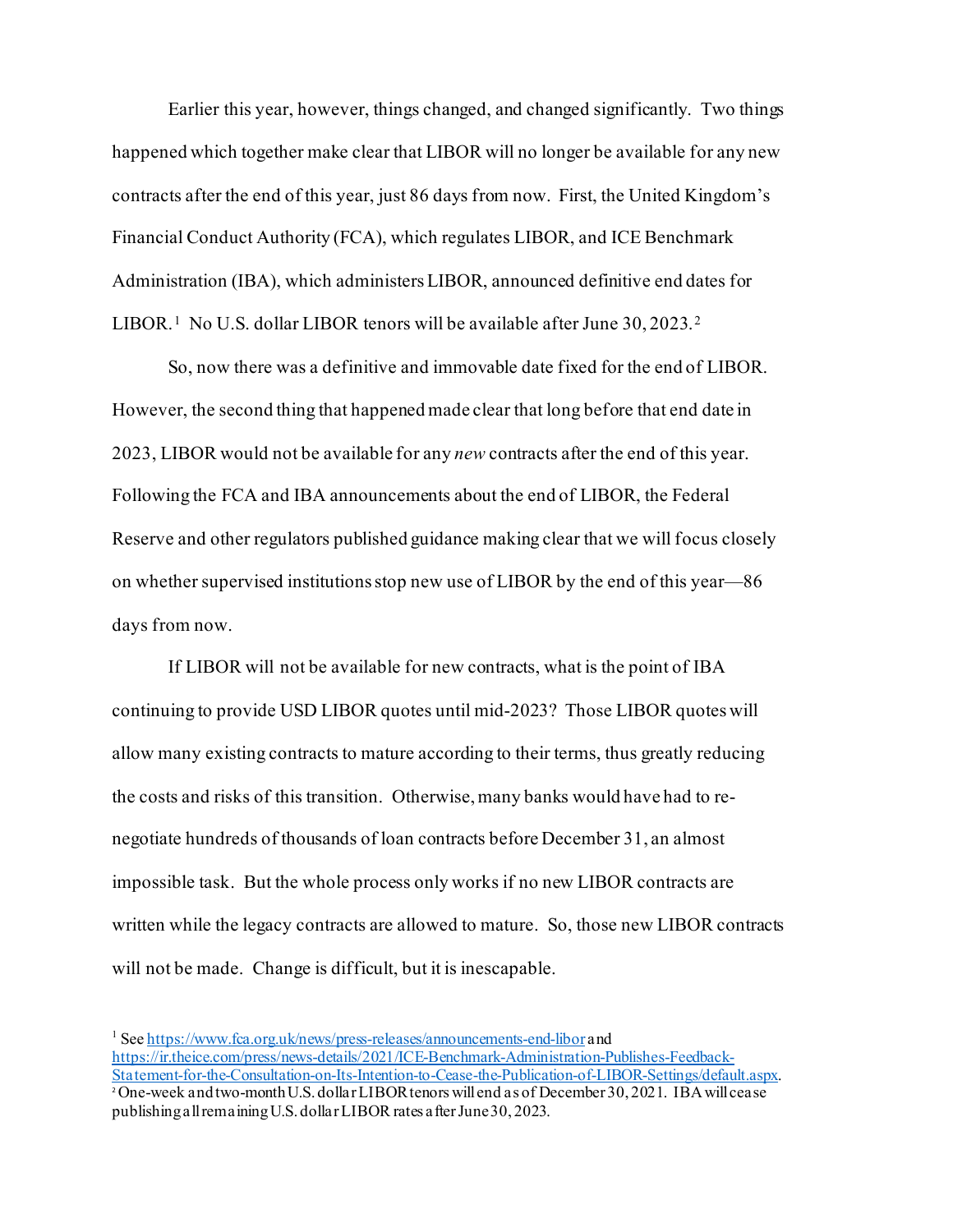Earlier this year, however, things changed, and changed significantly. Two things happened which together make clear that LIBOR will no longer be available for any new contracts after the end of this year, just 86 days from now. First, the United Kingdom's Financial Conduct Authority (FCA), which regulates LIBOR, and ICE Benchmark Administration (IBA), which administers LIBOR, announced definitive end dates for LIBOR.[1] No U.S. dollar LIBOR tenors will be available after June 30, 2023.[2]

So, now there was a definitive and immovable date fixed for the end of LIBOR. However, the second thing that happened made clear that long before that end date in 2023, LIBOR would not be available for any *new* contracts after the end of this year. Following the FCA and IBA announcements about the end of LIBOR, the Federal Reserve and other regulators published guidance making clear that we will focus closely on whether supervised institutions stop new use of LIBOR by the end of this year—86 days from now.

If LIBOR will not be available for new contracts, what is the point of IBA continuing to provide USD LIBOR quotes until mid-2023? Those LIBOR quotes will allow many existing contracts to mature according to their terms, thus greatly reducing the costs and risks of this transition. Otherwise, many banks would have had to re-negotiate hundreds of thousands of loan contracts before December 31, an almost impossible task. But the whole process only works if no new LIBOR contracts are written while the legacy contracts are allowed to mature. So, those new LIBOR contracts will not be made. Change is difficult, but it is inescapable.

[1] See https://www.fca.org.uk/news/press-releases/announcements-end-libor and https://ir.theice.com/press/news-details/2021/ICE-Benchmark-Administration-Publishes-Feedback-Statement-for-the-Consultation-on-Its-Intention-to-Cease-the-Publication-of-LIBOR-Settings/default.aspx.

[2] One-week and two-month U.S. dollar LIBOR tenors will end as of December 30, 2021. IBA will cease publishing all remaining U.S. dollar LIBOR rates after June 30, 2023.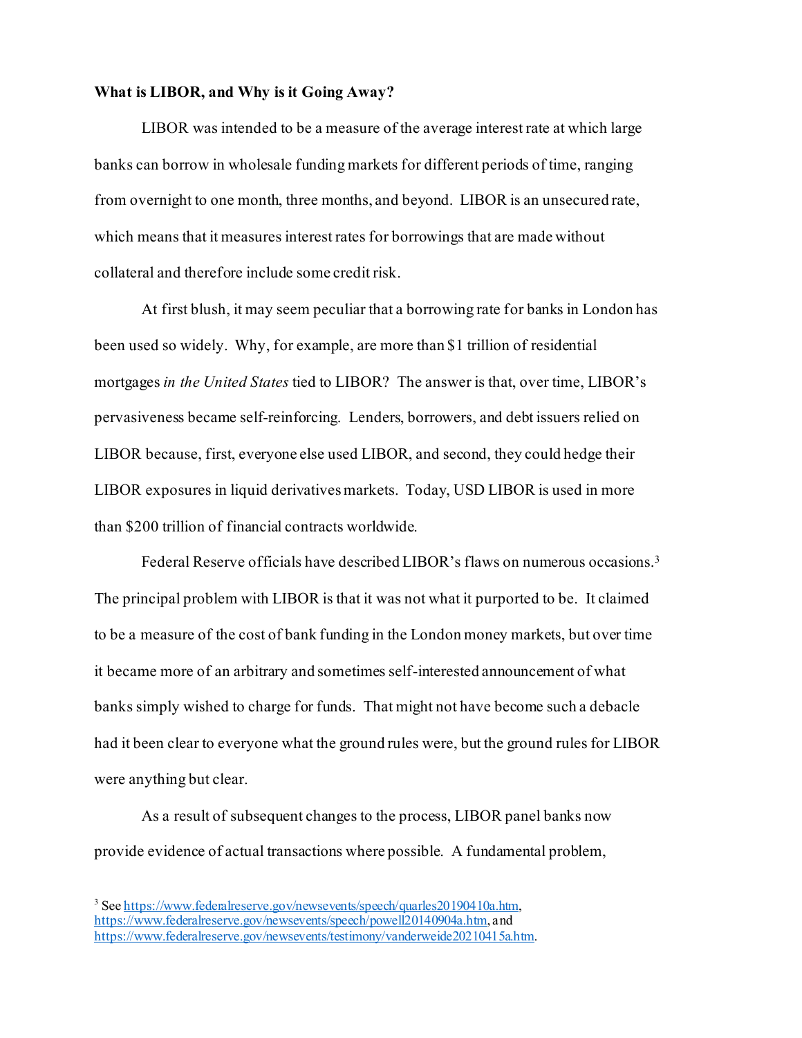**What is LIBOR, and Why is it Going Away?**

LIBOR was intended to be a measure of the average interest rate at which large banks can borrow in wholesale funding markets for different periods of time, ranging from overnight to one month, three months, and beyond. LIBOR is an unsecured rate, which means that it measures interest rates for borrowings that are made without collateral and therefore include some credit risk.

At first blush, it may seem peculiar that a borrowing rate for banks in London has been used so widely. Why, for example, are more than $1 trillion of residential mortgages *in the United States* tied to LIBOR? The answer is that, over time, LIBOR's pervasiveness became self-reinforcing. Lenders, borrowers, and debt issuers relied on LIBOR because, first, everyone else used LIBOR, and second, they could hedge their LIBOR exposures in liquid derivatives markets. Today, USD LIBOR is used in more than $200 trillion of financial contracts worldwide.

Federal Reserve officials have described LIBOR's flaws on numerous occasions.[3] The principal problem with LIBOR is that it was not what it purported to be. It claimed to be a measure of the cost of bank funding in the London money markets, but over time it became more of an arbitrary and sometimes self-interested announcement of what banks simply wished to charge for funds. That might not have become such a debacle had it been clear to everyone what the ground rules were, but the ground rules for LIBOR were anything but clear.

As a result of subsequent changes to the process, LIBOR panel banks now provide evidence of actual transactions where possible. A fundamental problem,

[3] See https://www.federalreserve.gov/newsevents/speech/quarles20190410a.htm, https://www.federalreserve.gov/newsevents/speech/powell20140904a.htm, and https://www.federalreserve.gov/newsevents/testimony/vanderweide20210415a.htm.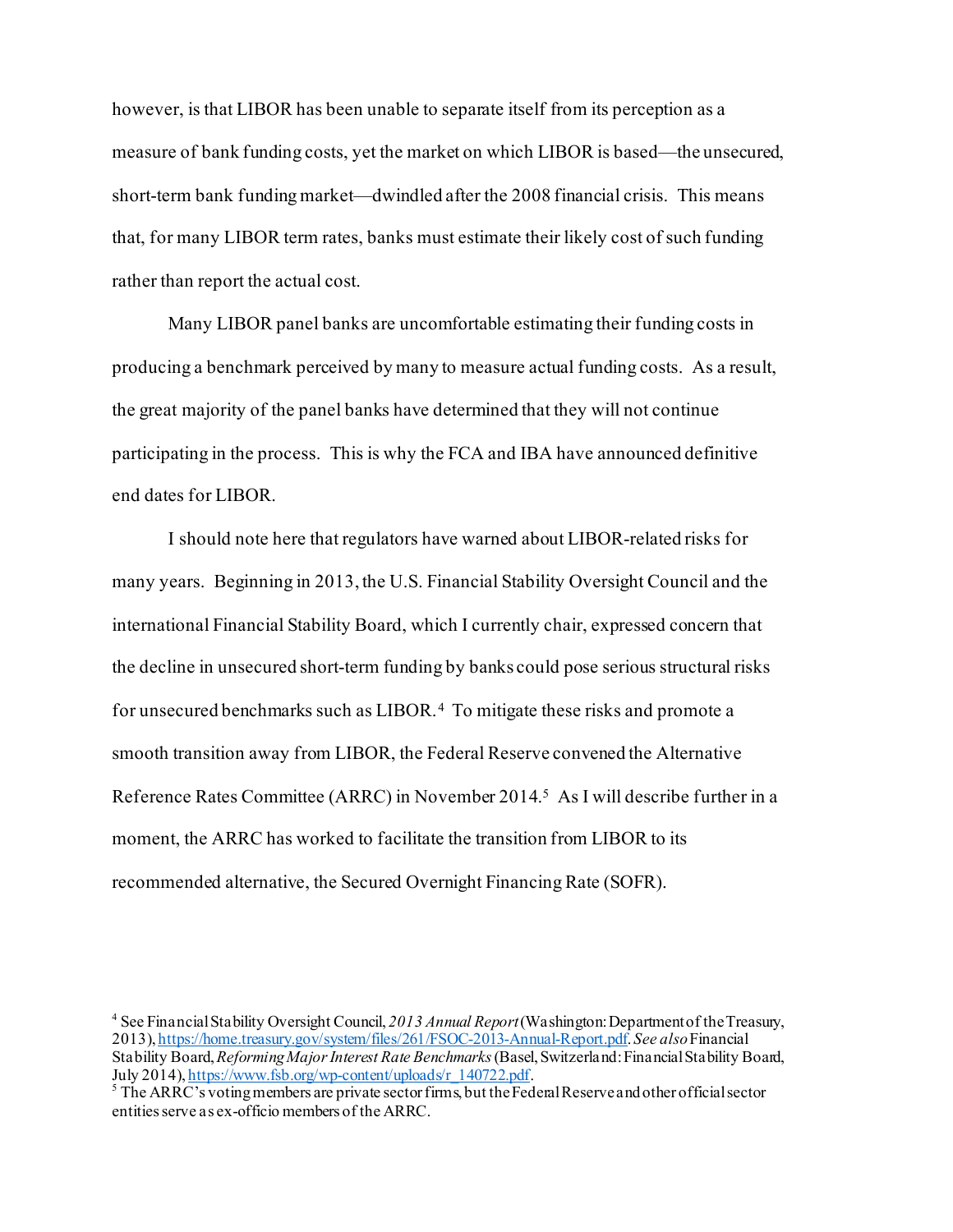however, is that LIBOR has been unable to separate itself from its perception as a measure of bank funding costs, yet the market on which LIBOR is based—the unsecured, short-term bank funding market—dwindled after the 2008 financial crisis. This means that, for many LIBOR term rates, banks must estimate their likely cost of such funding rather than report the actual cost.

Many LIBOR panel banks are uncomfortable estimating their funding costs in producing a benchmark perceived by many to measure actual funding costs. As a result, the great majority of the panel banks have determined that they will not continue participating in the process. This is why the FCA and IBA have announced definitive end dates for LIBOR.

I should note here that regulators have warned about LIBOR-related risks for many years. Beginning in 2013, the U.S. Financial Stability Oversight Council and the international Financial Stability Board, which I currently chair, expressed concern that the decline in unsecured short-term funding by banks could pose serious structural risks for unsecured benchmarks such as LIBOR.[4] To mitigate these risks and promote a smooth transition away from LIBOR, the Federal Reserve convened the Alternative Reference Rates Committee (ARRC) in November 2014.[5] As I will describe further in a moment, the ARRC has worked to facilitate the transition from LIBOR to its recommended alternative, the Secured Overnight Financing Rate (SOFR).

---

[4] See Financial Stability Oversight Council, *2013 Annual Report* (Washington: Department of the Treasury, 2013), https://home.treasury.gov/system/files/261/FSOC-2013-Annual-Report.pdf. *See also* Financial Stability Board, *Reforming Major Interest Rate Benchmarks* (Basel, Switzerland: Financial Stability Board, July 2014), https://www.fsb.org/wp-content/uploads/r_140722.pdf.

[5] The ARRC's voting members are private sector firms, but the Federal Reserve and other official sector entities serve as ex-officio members of the ARRC.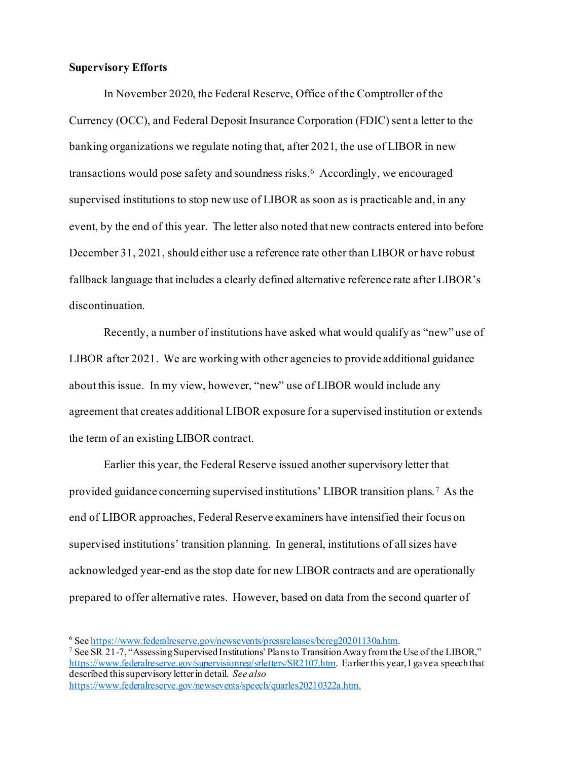**Supervisory Efforts**

In November 2020, the Federal Reserve, Office of the Comptroller of the Currency (OCC), and Federal Deposit Insurance Corporation (FDIC) sent a letter to the banking organizations we regulate noting that, after 2021, the use of LIBOR in new transactions would pose safety and soundness risks.[6] Accordingly, we encouraged supervised institutions to stop new use of LIBOR as soon as is practicable and, in any event, by the end of this year. The letter also noted that new contracts entered into before December 31, 2021, should either use a reference rate other than LIBOR or have robust fallback language that includes a clearly defined alternative reference rate after LIBOR's discontinuation.

Recently, a number of institutions have asked what would qualify as "new" use of LIBOR after 2021. We are working with other agencies to provide additional guidance about this issue. In my view, however, "new" use of LIBOR would include any agreement that creates additional LIBOR exposure for a supervised institution or extends the term of an existing LIBOR contract.

Earlier this year, the Federal Reserve issued another supervisory letter that provided guidance concerning supervised institutions' LIBOR transition plans.[7] As the end of LIBOR approaches, Federal Reserve examiners have intensified their focus on supervised institutions' transition planning. In general, institutions of all sizes have acknowledged year-end as the stop date for new LIBOR contracts and are operationally prepared to offer alternative rates. However, based on data from the second quarter of

---

[6] See https://www.federalreserve.gov/newsevents/pressreleases/bcreg20201130a.htm.

[7] See SR 21-7, "Assessing Supervised Institutions' Plans to Transition Away from the Use of the LIBOR," https://www.federalreserve.gov/supervisionreg/srletters/SR2107.htm. Earlier this year, I gave a speech that described this supervisory letter in detail. *See also* https://www.federalreserve.gov/newsevents/speech/quarles20210322a.htm.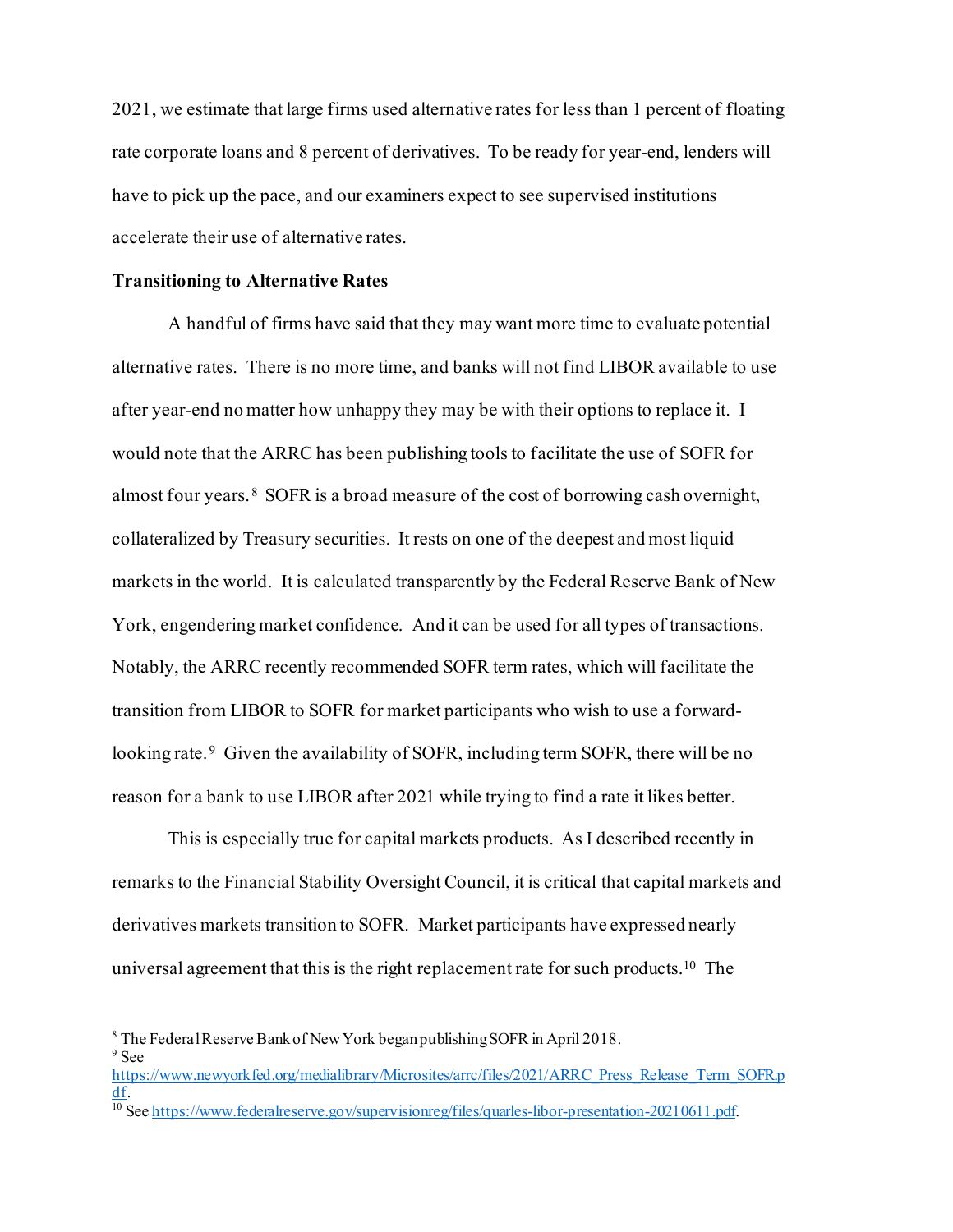2021, we estimate that large firms used alternative rates for less than 1 percent of floating rate corporate loans and 8 percent of derivatives. To be ready for year-end, lenders will have to pick up the pace, and our examiners expect to see supervised institutions accelerate their use of alternative rates.

**Transitioning to Alternative Rates**

A handful of firms have said that they may want more time to evaluate potential alternative rates. There is no more time, and banks will not find LIBOR available to use after year-end no matter how unhappy they may be with their options to replace it. I would note that the ARRC has been publishing tools to facilitate the use of SOFR for almost four years.[8] SOFR is a broad measure of the cost of borrowing cash overnight, collateralized by Treasury securities. It rests on one of the deepest and most liquid markets in the world. It is calculated transparently by the Federal Reserve Bank of New York, engendering market confidence. And it can be used for all types of transactions. Notably, the ARRC recently recommended SOFR term rates, which will facilitate the transition from LIBOR to SOFR for market participants who wish to use a forward-looking rate.[9] Given the availability of SOFR, including term SOFR, there will be no reason for a bank to use LIBOR after 2021 while trying to find a rate it likes better.

This is especially true for capital markets products. As I described recently in remarks to the Financial Stability Oversight Council, it is critical that capital markets and derivatives markets transition to SOFR. Market participants have expressed nearly universal agreement that this is the right replacement rate for such products.[10] The

---

[8] The Federal Reserve Bank of New York began publishing SOFR in April 2018.

[9] See https://www.newyorkfed.org/medialibrary/Microsites/arrc/files/2021/ARRC_Press_Release_Term_SOFR.pdf.

[10] See https://www.federalreserve.gov/supervisionreg/files/quarles-libor-presentation-20210611.pdf.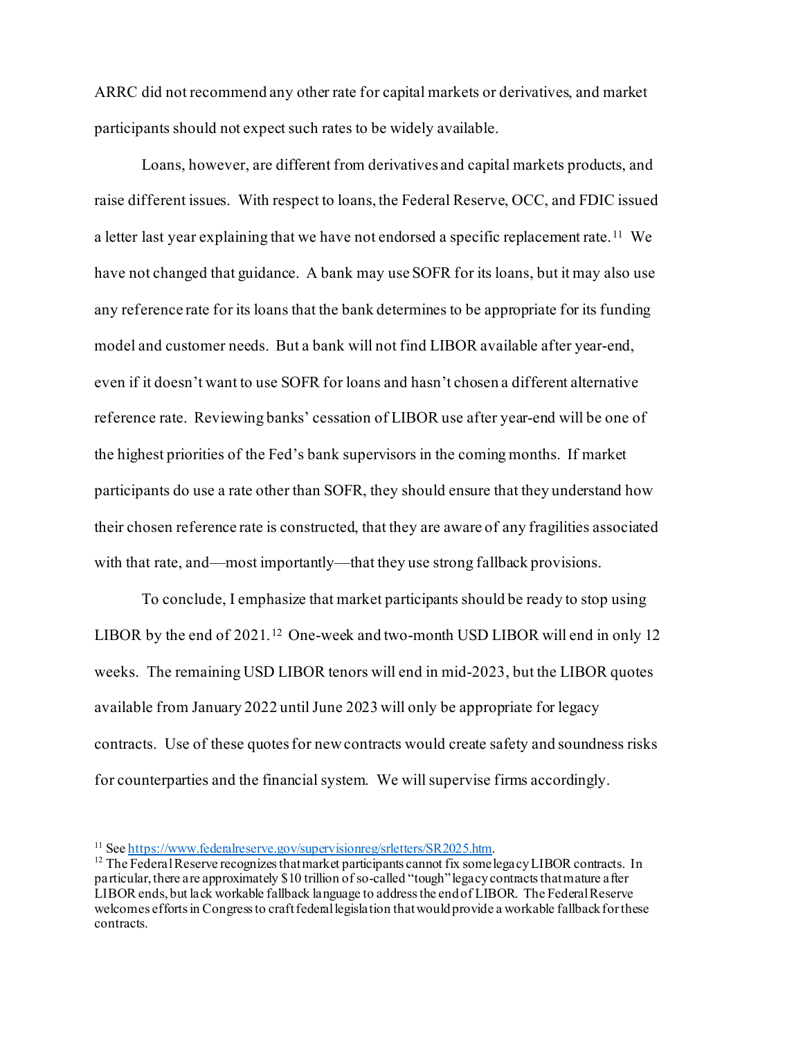ARRC did not recommend any other rate for capital markets or derivatives, and market participants should not expect such rates to be widely available.

Loans, however, are different from derivatives and capital markets products, and raise different issues. With respect to loans, the Federal Reserve, OCC, and FDIC issued a letter last year explaining that we have not endorsed a specific replacement rate.[11] We have not changed that guidance. A bank may use SOFR for its loans, but it may also use any reference rate for its loans that the bank determines to be appropriate for its funding model and customer needs. But a bank will not find LIBOR available after year-end, even if it doesn't want to use SOFR for loans and hasn't chosen a different alternative reference rate. Reviewing banks' cessation of LIBOR use after year-end will be one of the highest priorities of the Fed's bank supervisors in the coming months. If market participants do use a rate other than SOFR, they should ensure that they understand how their chosen reference rate is constructed, that they are aware of any fragilities associated with that rate, and—most importantly—that they use strong fallback provisions.

To conclude, I emphasize that market participants should be ready to stop using LIBOR by the end of 2021.[12] One-week and two-month USD LIBOR will end in only 12 weeks. The remaining USD LIBOR tenors will end in mid-2023, but the LIBOR quotes available from January 2022 until June 2023 will only be appropriate for legacy contracts. Use of these quotes for new contracts would create safety and soundness risks for counterparties and the financial system. We will supervise firms accordingly.

[11] See https://www.federalreserve.gov/supervisionreg/srletters/SR2025.htm.

[12] The Federal Reserve recognizes that market participants cannot fix some legacy LIBOR contracts. In particular, there are approximately $10 trillion of so-called "tough" legacy contracts that mature after LIBOR ends, but lack workable fallback language to address the end of LIBOR. The Federal Reserve welcomes efforts in Congress to craft federal legislation that would provide a workable fallback for these contracts.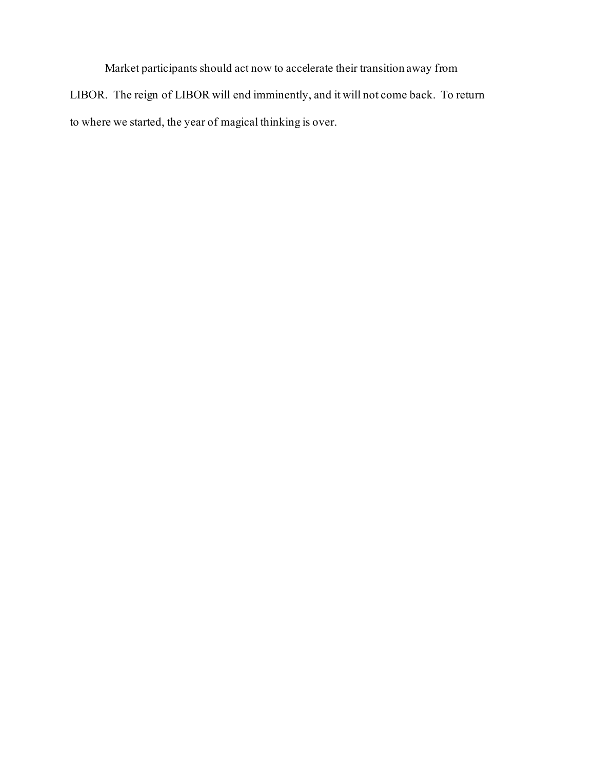Market participants should act now to accelerate their transition away from LIBOR. The reign of LIBOR will end imminently, and it will not come back. To return to where we started, the year of magical thinking is over.